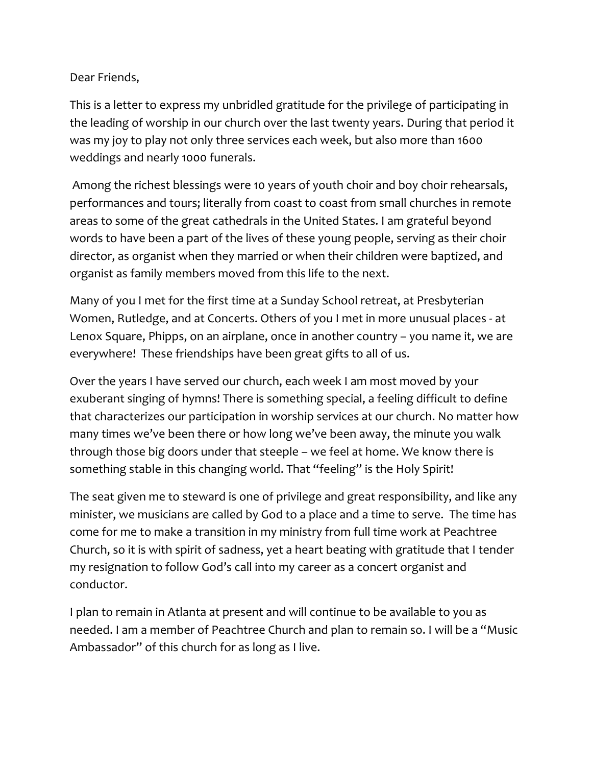Dear Friends,

This is a letter to express my unbridled gratitude for the privilege of participating in the leading of worship in our church over the last twenty years. During that period it was my joy to play not only three services each week, but also more than 1600 weddings and nearly 1000 funerals.

Among the richest blessings were 10 years of youth choir and boy choir rehearsals, performances and tours; literally from coast to coast from small churches in remote areas to some of the great cathedrals in the United States. I am grateful beyond words to have been a part of the lives of these young people, serving as their choir director, as organist when they married or when their children were baptized, and organist as family members moved from this life to the next.

Many of you I met for the first time at a Sunday School retreat, at Presbyterian Women, Rutledge, and at Concerts. Others of you I met in more unusual places - at Lenox Square, Phipps, on an airplane, once in another country – you name it, we are everywhere! These friendships have been great gifts to all of us.

Over the years I have served our church, each week I am most moved by your exuberant singing of hymns! There is something special, a feeling difficult to define that characterizes our participation in worship services at our church. No matter how many times we've been there or how long we've been away, the minute you walk through those big doors under that steeple – we feel at home. We know there is something stable in this changing world. That "feeling" is the Holy Spirit!

The seat given me to steward is one of privilege and great responsibility, and like any minister, we musicians are called by God to a place and a time to serve. The time has come for me to make a transition in my ministry from full time work at Peachtree Church, so it is with spirit of sadness, yet a heart beating with gratitude that I tender my resignation to follow God's call into my career as a concert organist and conductor.

I plan to remain in Atlanta at present and will continue to be available to you as needed. I am a member of Peachtree Church and plan to remain so. I will be a "Music Ambassador" of this church for as long as I live.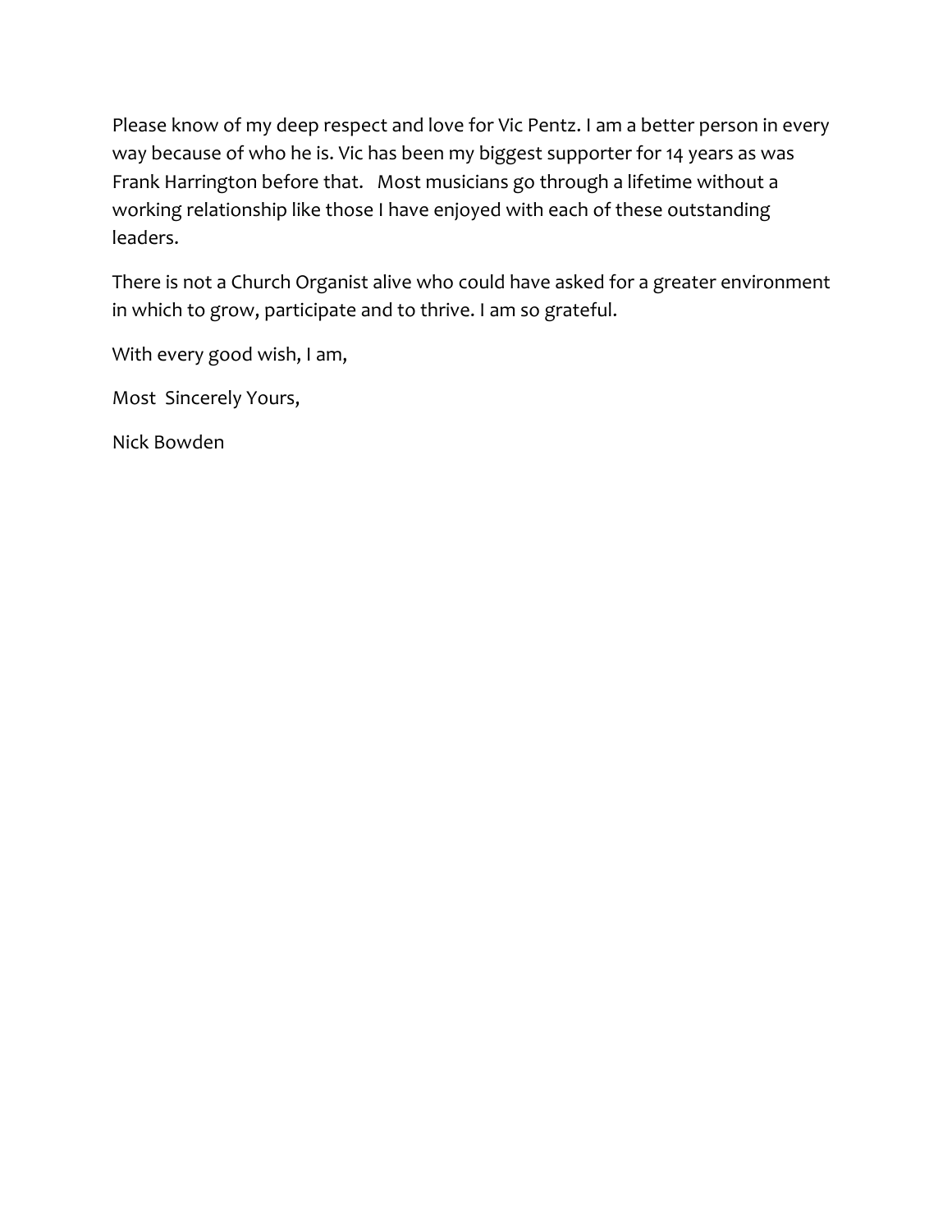Please know of my deep respect and love for Vic Pentz. I am a better person in every way because of who he is. Vic has been my biggest supporter for 14 years as was Frank Harrington before that. Most musicians go through a lifetime without a working relationship like those I have enjoyed with each of these outstanding leaders.

There is not a Church Organist alive who could have asked for a greater environment in which to grow, participate and to thrive. I am so grateful.

With every good wish, I am,

Most Sincerely Yours,

Nick Bowden